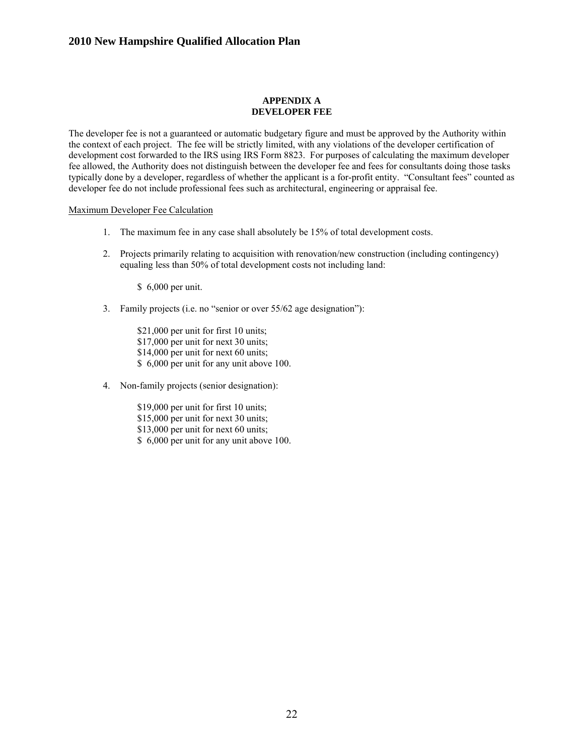# APPENDIX A
## DEVELOPER FEE

The developer fee is not a guaranteed or automatic budgetary figure and must be approved by the Authority within the context of each project. The fee will be strictly limited, with any violations of the developer certification of development cost forwarded to the IRS using IRS Form 8823. For purposes of calculating the maximum developer fee allowed, the Authority does not distinguish between the developer fee and fees for consultants doing those tasks typically done by a developer, regardless of whether the applicant is a for-profit entity. "Consultant fees" counted as developer fee do not include professional fees such as architectural, engineering or appraisal fee.

Maximum Developer Fee Calculation

1. The maximum fee in any case shall absolutely be 15% of total development costs.

2. Projects primarily relating to acquisition with renovation/new construction (including contingency) equaling less than 50% of total development costs not including land:

   $ 6,000 per unit.

3. Family projects (i.e. no "senior or over 55/62 age designation"):

   $21,000 per unit for first 10 units;
   $17,000 per unit for next 30 units;
   $14,000 per unit for next 60 units;
   $ 6,000 per unit for any unit above 100.

4. Non-family projects (senior designation):

   $19,000 per unit for first 10 units;
   $15,000 per unit for next 30 units;
   $13,000 per unit for next 60 units;
   $ 6,000 per unit for any unit above 100.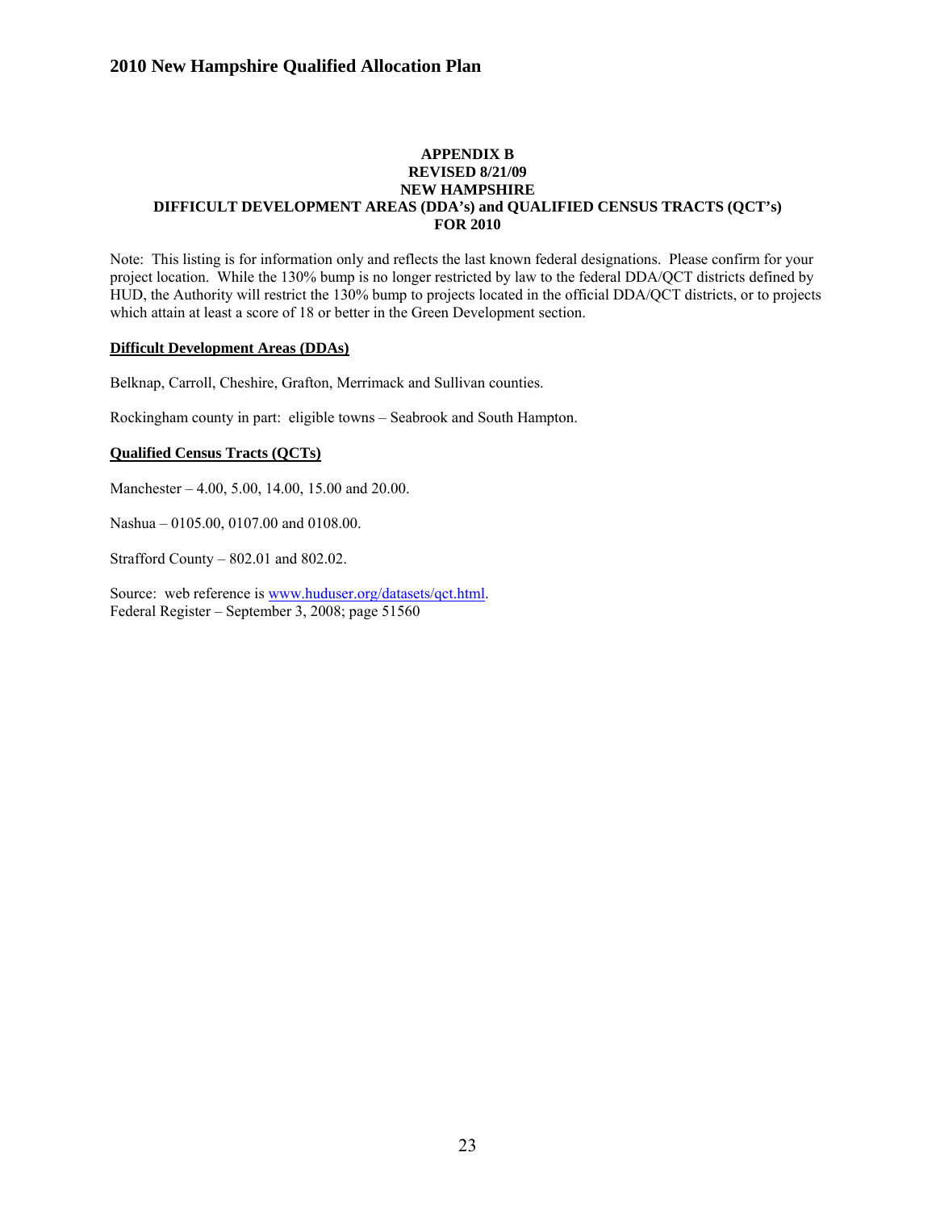## APPENDIX B
## REVISED 8/21/09
## NEW HAMPSHIRE
## DIFFICULT DEVELOPMENT AREAS (DDA's) and QUALIFIED CENSUS TRACTS (QCT's)
## FOR 2010

Note: This listing is for information only and reflects the last known federal designations. Please confirm for your project location. While the 130% bump is no longer restricted by law to the federal DDA/QCT districts defined by HUD, the Authority will restrict the 130% bump to projects located in the official DDA/QCT districts, or to projects which attain at least a score of 18 or better in the Green Development section.

**Difficult Development Areas (DDAs)**

Belknap, Carroll, Cheshire, Grafton, Merrimack and Sullivan counties.

Rockingham county in part: eligible towns – Seabrook and South Hampton.

**Qualified Census Tracts (QCTs)**

Manchester – 4.00, 5.00, 14.00, 15.00 and 20.00.

Nashua – 0105.00, 0107.00 and 0108.00.

Strafford County – 802.01 and 802.02.

Source: web reference is www.huduser.org/datasets/qct.html.
Federal Register – September 3, 2008; page 51560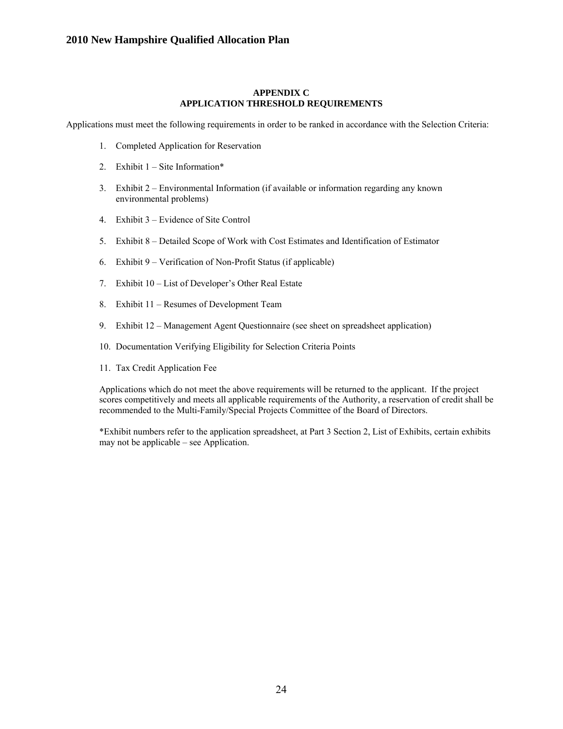## APPENDIX C
## APPLICATION THRESHOLD REQUIREMENTS

Applications must meet the following requirements in order to be ranked in accordance with the Selection Criteria:

1. Completed Application for Reservation
2. Exhibit 1 – Site Information*
3. Exhibit 2 – Environmental Information (if available or information regarding any known environmental problems)
4. Exhibit 3 – Evidence of Site Control
5. Exhibit 8 – Detailed Scope of Work with Cost Estimates and Identification of Estimator
6. Exhibit 9 – Verification of Non-Profit Status (if applicable)
7. Exhibit 10 – List of Developer's Other Real Estate
8. Exhibit 11 – Resumes of Development Team
9. Exhibit 12 – Management Agent Questionnaire (see sheet on spreadsheet application)
10. Documentation Verifying Eligibility for Selection Criteria Points
11. Tax Credit Application Fee

Applications which do not meet the above requirements will be returned to the applicant. If the project scores competitively and meets all applicable requirements of the Authority, a reservation of credit shall be recommended to the Multi-Family/Special Projects Committee of the Board of Directors.

*Exhibit numbers refer to the application spreadsheet, at Part 3 Section 2, List of Exhibits, certain exhibits may not be applicable – see Application.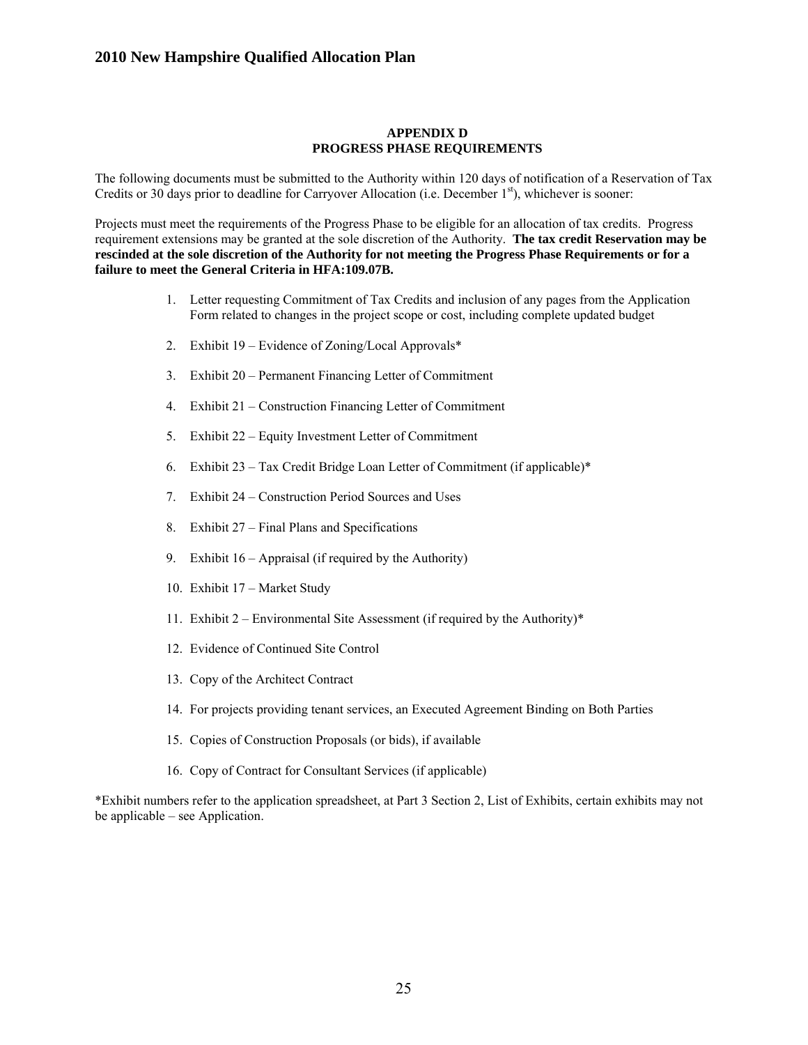## APPENDIX D
## PROGRESS PHASE REQUIREMENTS

The following documents must be submitted to the Authority within 120 days of notification of a Reservation of Tax Credits or 30 days prior to deadline for Carryover Allocation (i.e. December 1st), whichever is sooner:

Projects must meet the requirements of the Progress Phase to be eligible for an allocation of tax credits. Progress requirement extensions may be granted at the sole discretion of the Authority. **The tax credit Reservation may be rescinded at the sole discretion of the Authority for not meeting the Progress Phase Requirements or for a failure to meet the General Criteria in HFA:109.07B.**

1. Letter requesting Commitment of Tax Credits and inclusion of any pages from the Application Form related to changes in the project scope or cost, including complete updated budget
2. Exhibit 19 – Evidence of Zoning/Local Approvals*
3. Exhibit 20 – Permanent Financing Letter of Commitment
4. Exhibit 21 – Construction Financing Letter of Commitment
5. Exhibit 22 – Equity Investment Letter of Commitment
6. Exhibit 23 – Tax Credit Bridge Loan Letter of Commitment (if applicable)*
7. Exhibit 24 – Construction Period Sources and Uses
8. Exhibit 27 – Final Plans and Specifications
9. Exhibit 16 – Appraisal (if required by the Authority)
10. Exhibit 17 – Market Study
11. Exhibit 2 – Environmental Site Assessment (if required by the Authority)*
12. Evidence of Continued Site Control
13. Copy of the Architect Contract
14. For projects providing tenant services, an Executed Agreement Binding on Both Parties
15. Copies of Construction Proposals (or bids), if available
16. Copy of Contract for Consultant Services (if applicable)

*Exhibit numbers refer to the application spreadsheet, at Part 3 Section 2, List of Exhibits, certain exhibits may not be applicable – see Application.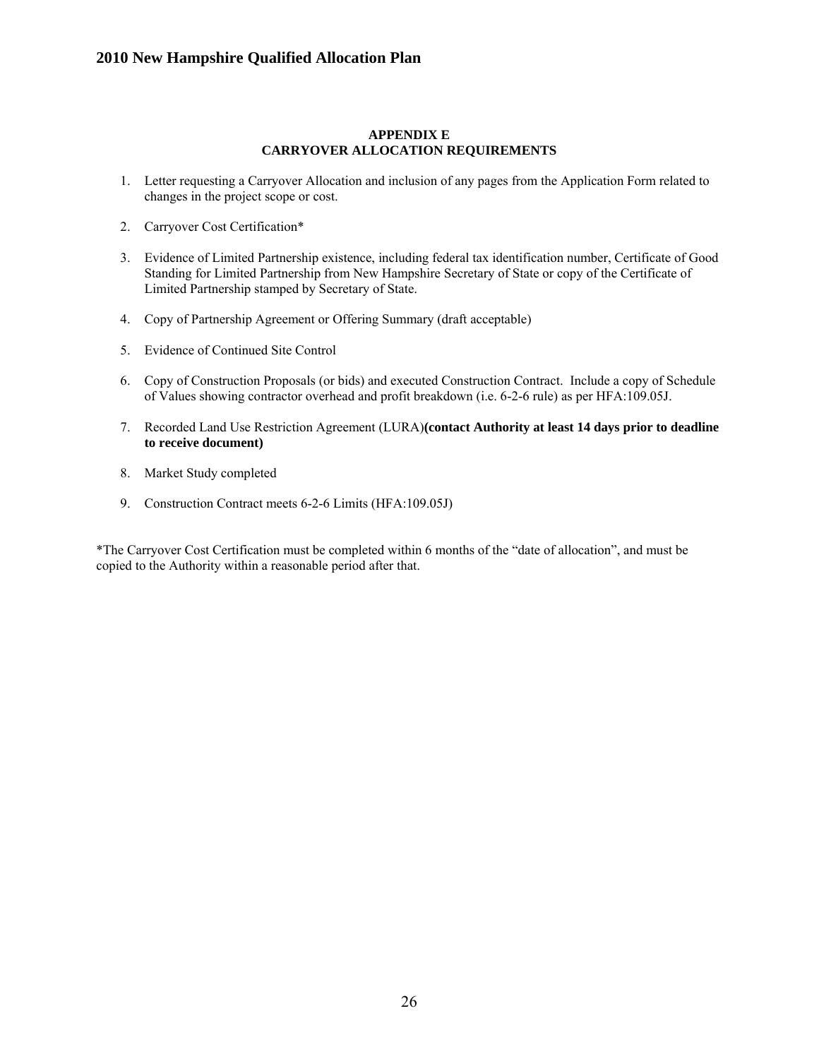## APPENDIX E
## CARRYOVER ALLOCATION REQUIREMENTS

1. Letter requesting a Carryover Allocation and inclusion of any pages from the Application Form related to changes in the project scope or cost.

2. Carryover Cost Certification*

3. Evidence of Limited Partnership existence, including federal tax identification number, Certificate of Good Standing for Limited Partnership from New Hampshire Secretary of State or copy of the Certificate of Limited Partnership stamped by Secretary of State.

4. Copy of Partnership Agreement or Offering Summary (draft acceptable)

5. Evidence of Continued Site Control

6. Copy of Construction Proposals (or bids) and executed Construction Contract. Include a copy of Schedule of Values showing contractor overhead and profit breakdown (i.e. 6-2-6 rule) as per HFA:109.05J.

7. Recorded Land Use Restriction Agreement (LURA) **(contact Authority at least 14 days prior to deadline to receive document)**

8. Market Study completed

9. Construction Contract meets 6-2-6 Limits (HFA:109.05J)

*The Carryover Cost Certification must be completed within 6 months of the "date of allocation", and must be copied to the Authority within a reasonable period after that.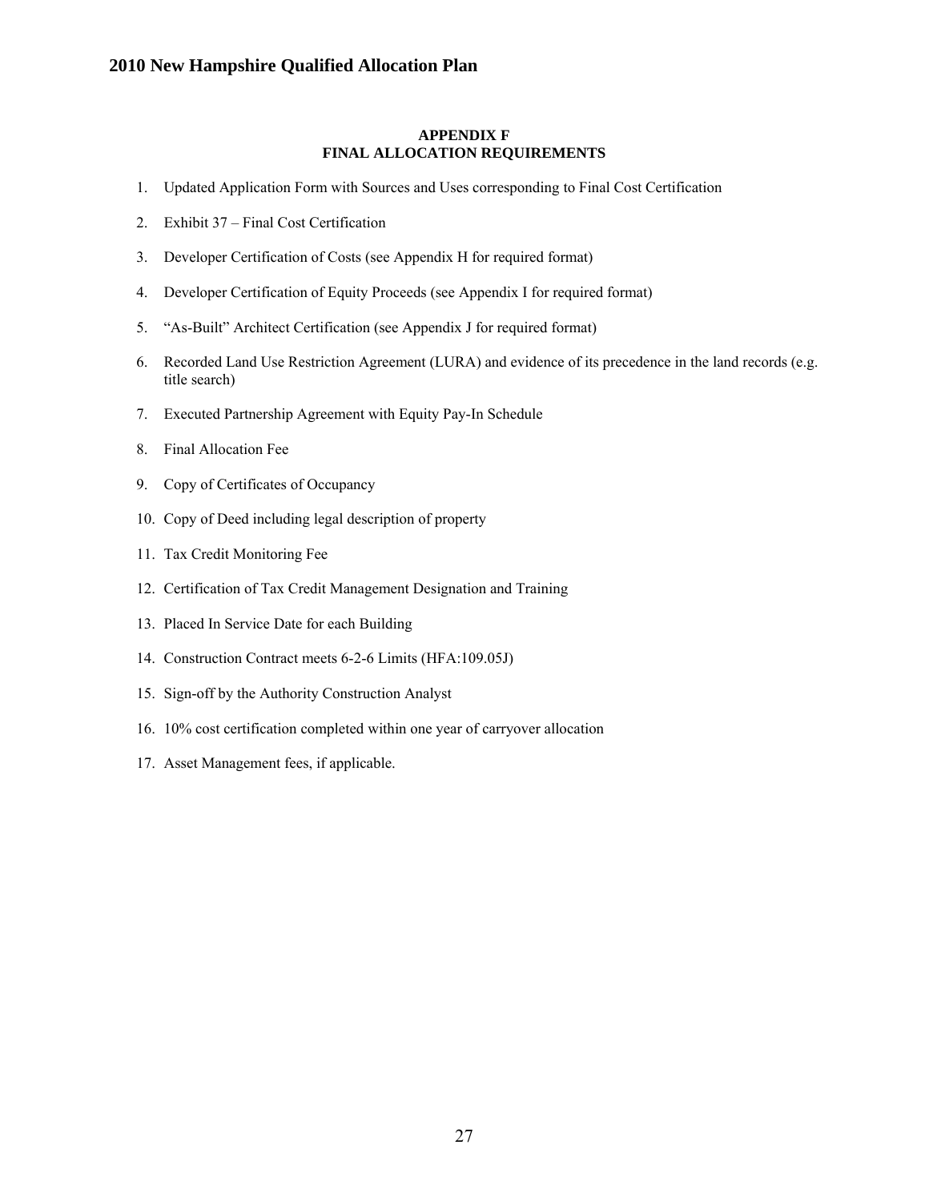## APPENDIX F
## FINAL ALLOCATION REQUIREMENTS

1. Updated Application Form with Sources and Uses corresponding to Final Cost Certification
2. Exhibit 37 – Final Cost Certification
3. Developer Certification of Costs (see Appendix H for required format)
4. Developer Certification of Equity Proceeds (see Appendix I for required format)
5. "As-Built" Architect Certification (see Appendix J for required format)
6. Recorded Land Use Restriction Agreement (LURA) and evidence of its precedence in the land records (e.g. title search)
7. Executed Partnership Agreement with Equity Pay-In Schedule
8. Final Allocation Fee
9. Copy of Certificates of Occupancy
10. Copy of Deed including legal description of property
11. Tax Credit Monitoring Fee
12. Certification of Tax Credit Management Designation and Training
13. Placed In Service Date for each Building
14. Construction Contract meets 6-2-6 Limits (HFA:109.05J)
15. Sign-off by the Authority Construction Analyst
16. 10% cost certification completed within one year of carryover allocation
17. Asset Management fees, if applicable.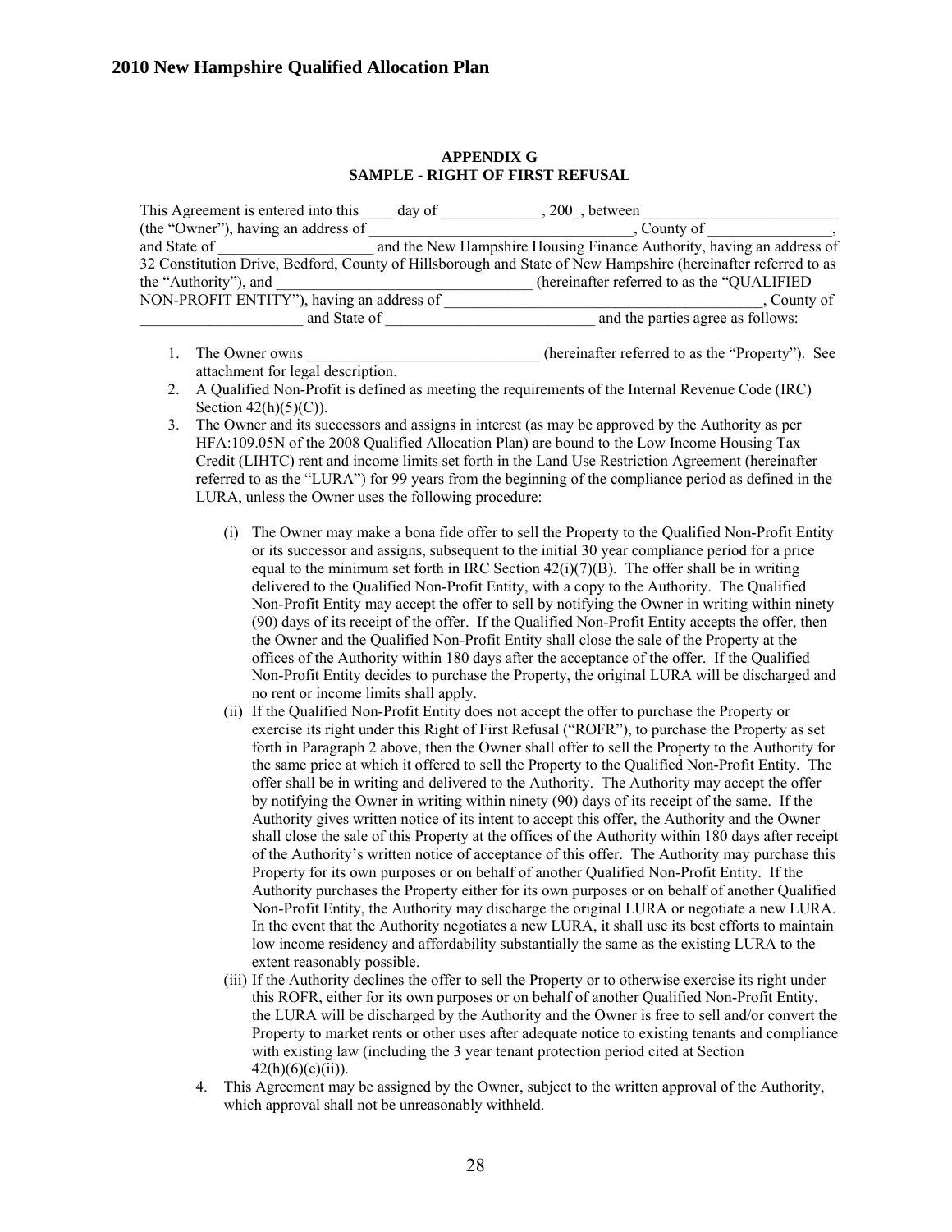### APPENDIX G
### SAMPLE - RIGHT OF FIRST REFUSAL

This Agreement is entered into this ____ day of _____________, 200_, between _________________________ (the "Owner"), having an address of _________________________________, County of ________________, and State of ____________________ and the New Hampshire Housing Finance Authority, having an address of 32 Constitution Drive, Bedford, County of Hillsborough and State of New Hampshire (hereinafter referred to as the "Authority"), and _________________________________ (hereinafter referred to as the "QUALIFIED NON-PROFIT ENTITY"), having an address of ________________________________________, County of ______________________ and State of ___________________________ and the parties agree as follows:

1. The Owner owns _______________________________ (hereinafter referred to as the "Property"). See attachment for legal description.
2. A Qualified Non-Profit is defined as meeting the requirements of the Internal Revenue Code (IRC) Section 42(h)(5)(C)).
3. The Owner and its successors and assigns in interest (as may be approved by the Authority as per HFA:109.05N of the 2008 Qualified Allocation Plan) are bound to the Low Income Housing Tax Credit (LIHTC) rent and income limits set forth in the Land Use Restriction Agreement (hereinafter referred to as the "LURA") for 99 years from the beginning of the compliance period as defined in the LURA, unless the Owner uses the following procedure:

   (i) The Owner may make a bona fide offer to sell the Property to the Qualified Non-Profit Entity or its successor and assigns, subsequent to the initial 30 year compliance period for a price equal to the minimum set forth in IRC Section 42(i)(7)(B). The offer shall be in writing delivered to the Qualified Non-Profit Entity, with a copy to the Authority. The Qualified Non-Profit Entity may accept the offer to sell by notifying the Owner in writing within ninety (90) days of its receipt of the offer. If the Qualified Non-Profit Entity accepts the offer, then the Owner and the Qualified Non-Profit Entity shall close the sale of the Property at the offices of the Authority within 180 days after the acceptance of the offer. If the Qualified Non-Profit Entity decides to purchase the Property, the original LURA will be discharged and no rent or income limits shall apply.

   (ii) If the Qualified Non-Profit Entity does not accept the offer to purchase the Property or exercise its right under this Right of First Refusal ("ROFR"), to purchase the Property as set forth in Paragraph 2 above, then the Owner shall offer to sell the Property to the Authority for the same price at which it offered to sell the Property to the Qualified Non-Profit Entity. The offer shall be in writing and delivered to the Authority. The Authority may accept the offer by notifying the Owner in writing within ninety (90) days of its receipt of the same. If the Authority gives written notice of its intent to accept this offer, the Authority and the Owner shall close the sale of this Property at the offices of the Authority within 180 days after receipt of the Authority's written notice of acceptance of this offer. The Authority may purchase this Property for its own purposes or on behalf of another Qualified Non-Profit Entity. If the Authority purchases the Property either for its own purposes or on behalf of another Qualified Non-Profit Entity, the Authority may discharge the original LURA or negotiate a new LURA. In the event that the Authority negotiates a new LURA, it shall use its best efforts to maintain low income residency and affordability substantially the same as the existing LURA to the extent reasonably possible.

   (iii) If the Authority declines the offer to sell the Property or to otherwise exercise its right under this ROFR, either for its own purposes or on behalf of another Qualified Non-Profit Entity, the LURA will be discharged by the Authority and the Owner is free to sell and/or convert the Property to market rents or other uses after adequate notice to existing tenants and compliance with existing law (including the 3 year tenant protection period cited at Section 42(h)(6)(e)(ii)).

4. This Agreement may be assigned by the Owner, subject to the written approval of the Authority, which approval shall not be unreasonably withheld.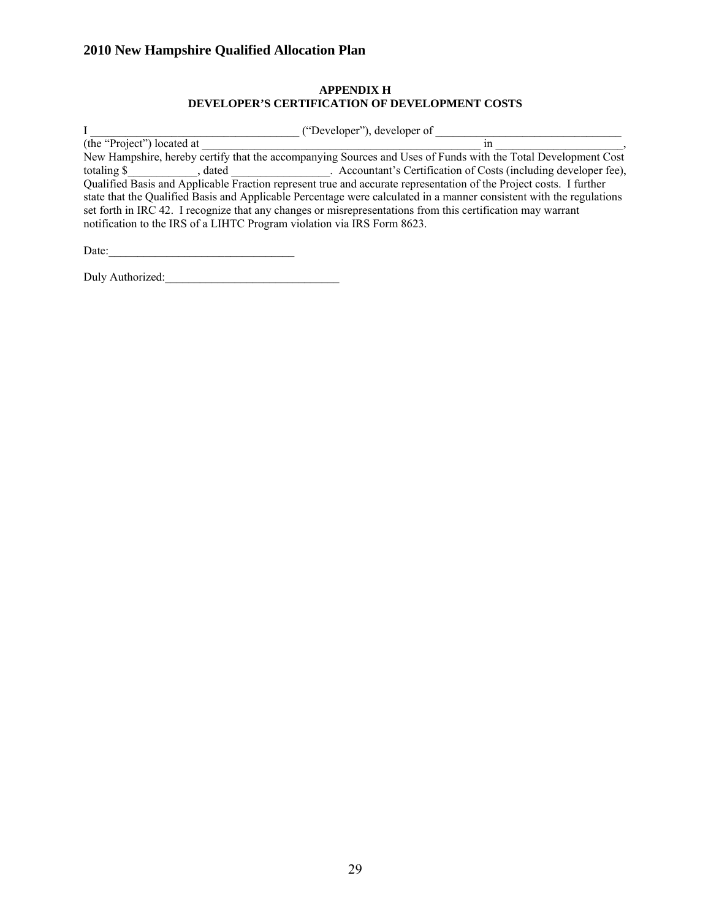**APPENDIX H**
**DEVELOPER'S CERTIFICATION OF DEVELOPMENT COSTS**

I ____________________________________ ("Developer"), developer of ________________________________ (the "Project") located at ______________________________________________________ in ______________________, New Hampshire, hereby certify that the accompanying Sources and Uses of Funds with the Total Development Cost totaling $____________, dated _________________. Accountant's Certification of Costs (including developer fee), Qualified Basis and Applicable Fraction represent true and accurate representation of the Project costs. I further state that the Qualified Basis and Applicable Percentage were calculated in a manner consistent with the regulations set forth in IRC 42. I recognize that any changes or misrepresentations from this certification may warrant notification to the IRS of a LIHTC Program violation via IRS Form 8623.

Date:________________________________

Duly Authorized:______________________________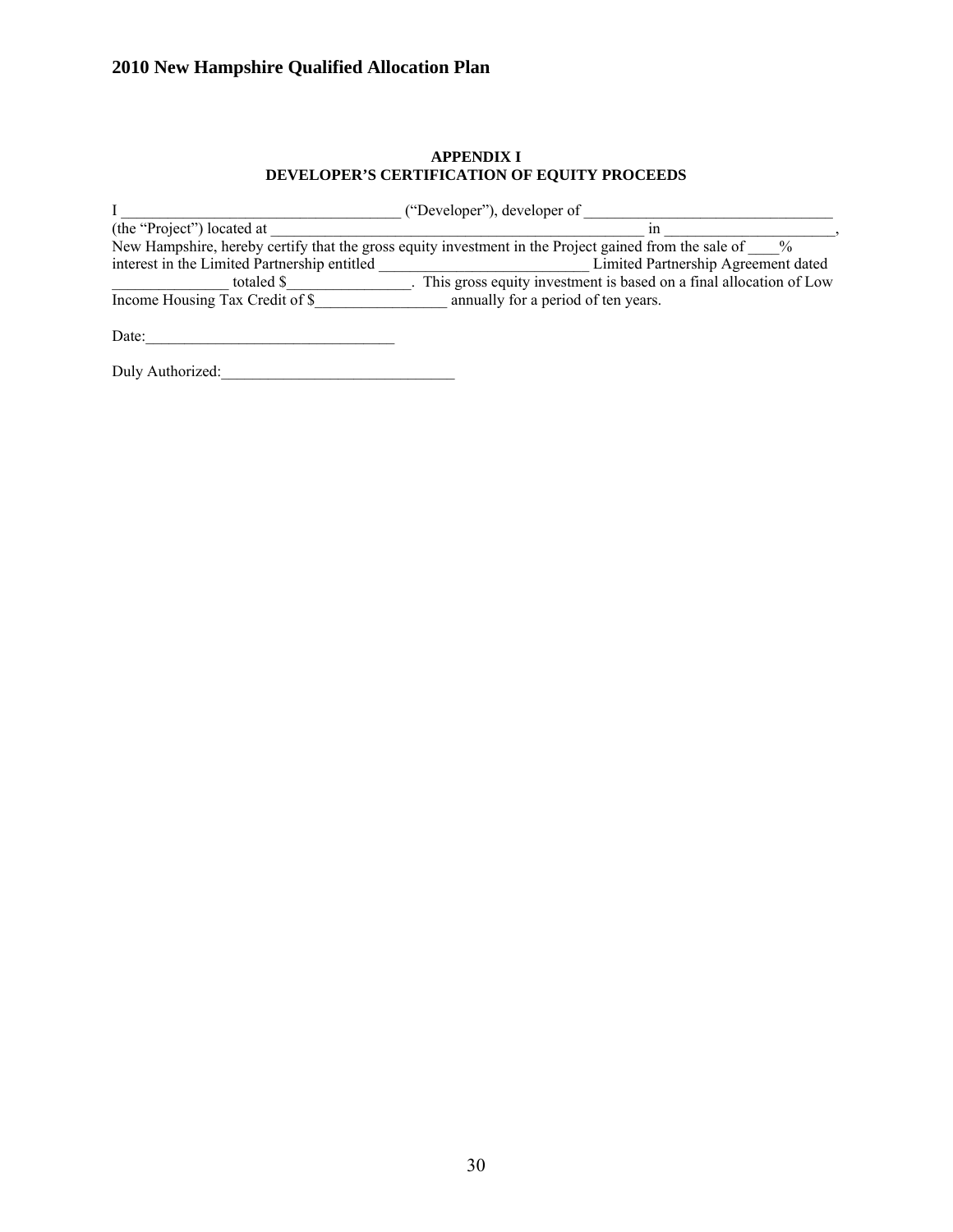**APPENDIX I**
**DEVELOPER'S CERTIFICATION OF EQUITY PROCEEDS**

I ____________________________________ ("Developer"), developer of ________________________________ (the "Project") located at ____________________________________________________ in ______________________, New Hampshire, hereby certify that the gross equity investment in the Project gained from the sale of ____% interest in the Limited Partnership entitled ____________________________ Limited Partnership Agreement dated _______________ totaled $________________. This gross equity investment is based on a final allocation of Low Income Housing Tax Credit of $_________________ annually for a period of ten years.

Date:________________________________

Duly Authorized:______________________________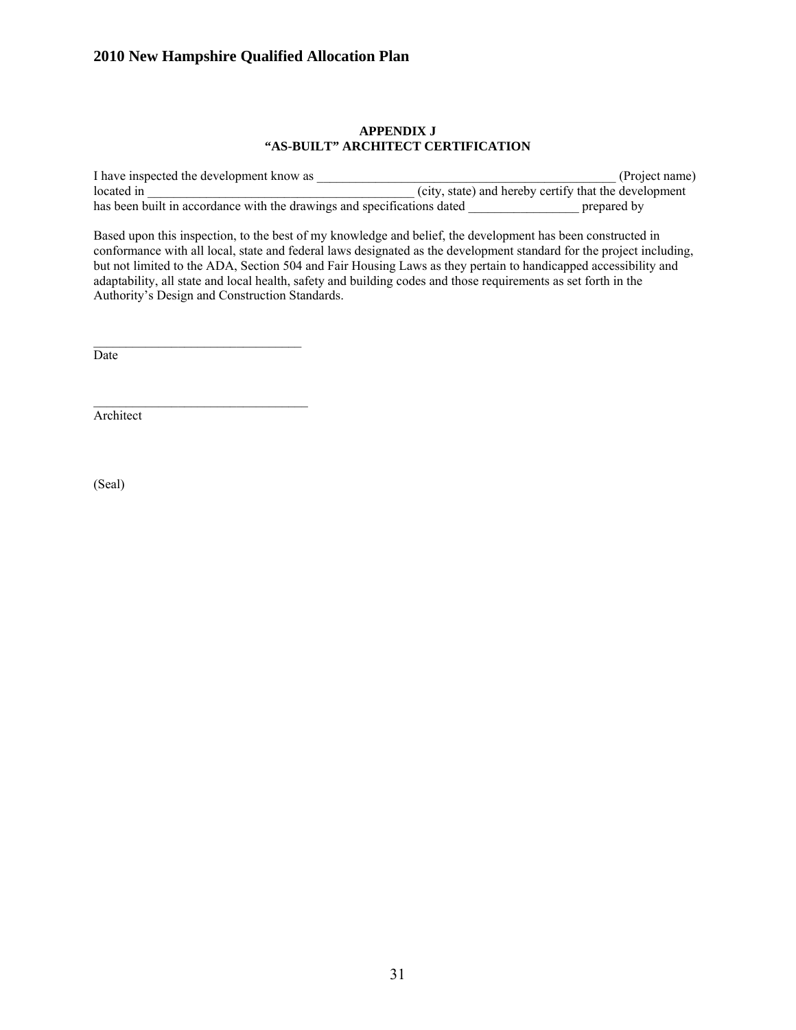### APPENDIX J
### "AS-BUILT" ARCHITECT CERTIFICATION

I have inspected the development know as _______________________________________________ (Project name) located in _________________________________________ (city, state) and hereby certify that the development has been built in accordance with the drawings and specifications dated _________________ prepared by

Based upon this inspection, to the best of my knowledge and belief, the development has been constructed in conformance with all local, state and federal laws designated as the development standard for the project including, but not limited to the ADA, Section 504 and Fair Housing Laws as they pertain to handicapped accessibility and adaptability, all state and local health, safety and building codes and those requirements as set forth in the Authority's Design and Construction Standards.

_________________________________
Date

_________________________________
Architect

(Seal)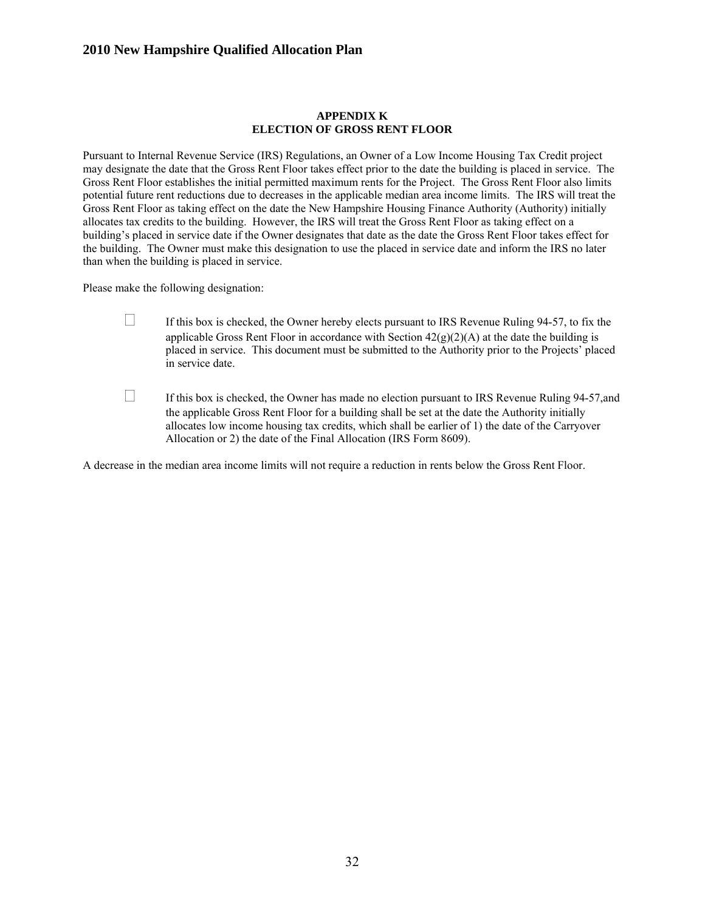## APPENDIX K
## ELECTION OF GROSS RENT FLOOR

Pursuant to Internal Revenue Service (IRS) Regulations, an Owner of a Low Income Housing Tax Credit project may designate the date that the Gross Rent Floor takes effect prior to the date the building is placed in service. The Gross Rent Floor establishes the initial permitted maximum rents for the Project. The Gross Rent Floor also limits potential future rent reductions due to decreases in the applicable median area income limits. The IRS will treat the Gross Rent Floor as taking effect on the date the New Hampshire Housing Finance Authority (Authority) initially allocates tax credits to the building. However, the IRS will treat the Gross Rent Floor as taking effect on a building's placed in service date if the Owner designates that date as the date the Gross Rent Floor takes effect for the building. The Owner must make this designation to use the placed in service date and inform the IRS no later than when the building is placed in service.

Please make the following designation:

☐ If this box is checked, the Owner hereby elects pursuant to IRS Revenue Ruling 94-57, to fix the applicable Gross Rent Floor in accordance with Section 42(g)(2)(A) at the date the building is placed in service. This document must be submitted to the Authority prior to the Projects' placed in service date.

☐ If this box is checked, the Owner has made no election pursuant to IRS Revenue Ruling 94-57,and the applicable Gross Rent Floor for a building shall be set at the date the Authority initially allocates low income housing tax credits, which shall be earlier of 1) the date of the Carryover Allocation or 2) the date of the Final Allocation (IRS Form 8609).

A decrease in the median area income limits will not require a reduction in rents below the Gross Rent Floor.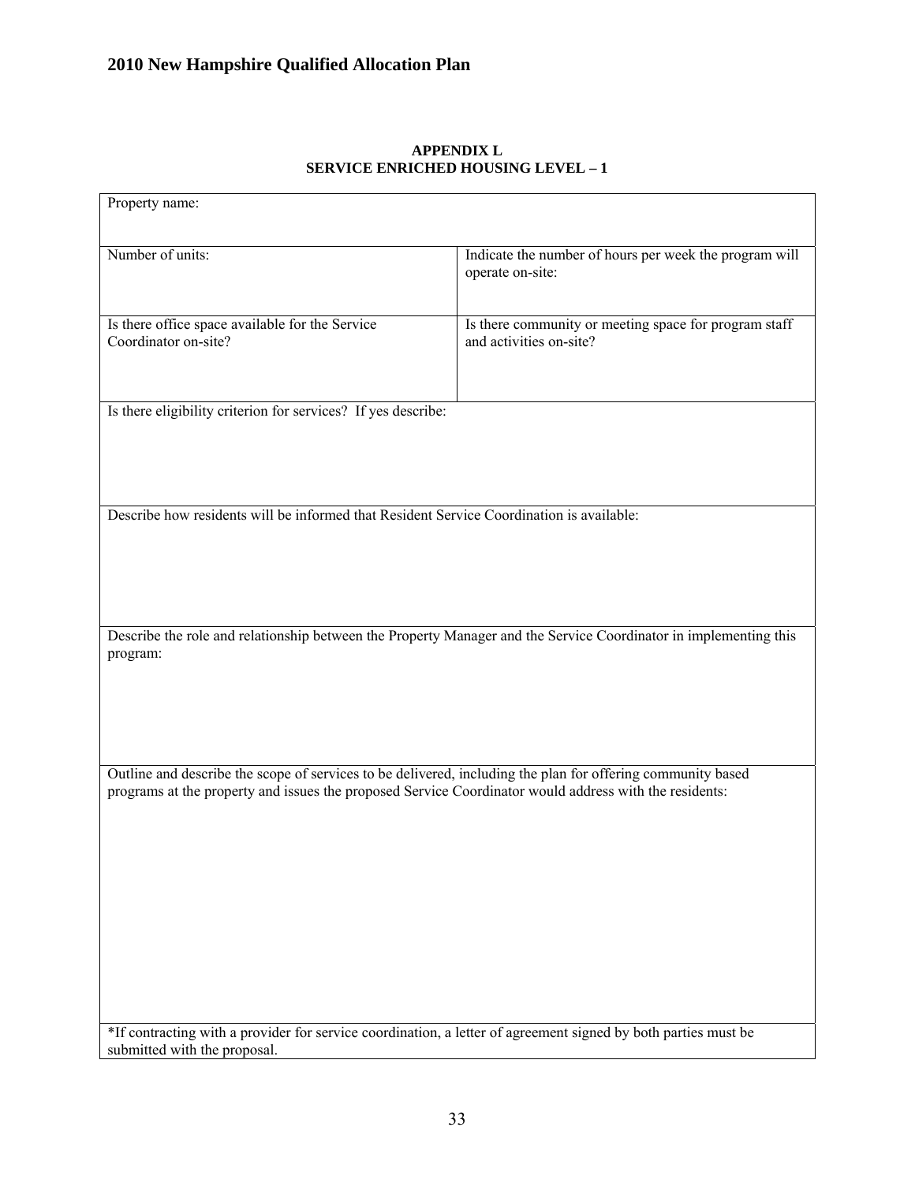**APPENDIX L**
**SERVICE ENRICHED HOUSING LEVEL – 1**

| Property name: | |
|---|---|
| Number of units: | Indicate the number of hours per week the program will operate on-site: |
| Is there office space available for the Service Coordinator on-site? | Is there community or meeting space for program staff and activities on-site? |
| Is there eligibility criterion for services? If yes describe: | |
| Describe how residents will be informed that Resident Service Coordination is available: | |
| Describe the role and relationship between the Property Manager and the Service Coordinator in implementing this program: | |
| Outline and describe the scope of services to be delivered, including the plan for offering community based programs at the property and issues the proposed Service Coordinator would address with the residents: | |
| *If contracting with a provider for service coordination, a letter of agreement signed by both parties must be submitted with the proposal. | |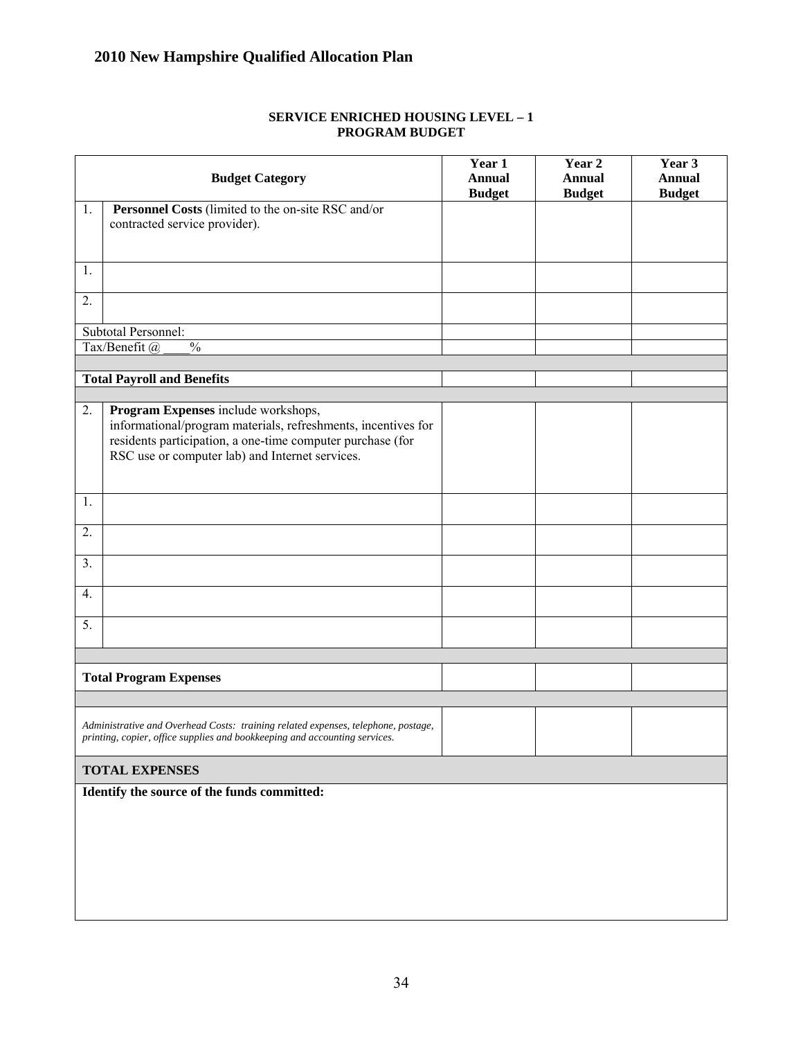**SERVICE ENRICHED HOUSING LEVEL – 1**
**PROGRAM BUDGET**

| | Budget Category | Year 1 Annual Budget | Year 2 Annual Budget | Year 3 Annual Budget |
|---|---|---|---|---|
| 1. | **Personnel Costs** (limited to the on-site RSC and/or contracted service provider). | | | |
| 1. | | | | |
| 2. | | | | |
| Subtotal Personnel: | | | | |
| Tax/Benefit @ ____% | | | | |
| | | | | |
| **Total Payroll and Benefits** | | | | |
| | | | | |
| 2. | **Program Expenses** include workshops, informational/program materials, refreshments, incentives for residents participation, a one-time computer purchase (for RSC use or computer lab) and Internet services. | | | |
| 1. | | | | |
| 2. | | | | |
| 3. | | | | |
| 4. | | | | |
| 5. | | | | |
| | | | | |
| **Total Program Expenses** | | | | |
| | | | | |
| *Administrative and Overhead Costs: training related expenses, telephone, postage, printing, copier, office supplies and bookkeeping and accounting services.* | | | | |
| **TOTAL EXPENSES** | | | | |
| **Identify the source of the funds committed:** | | | | |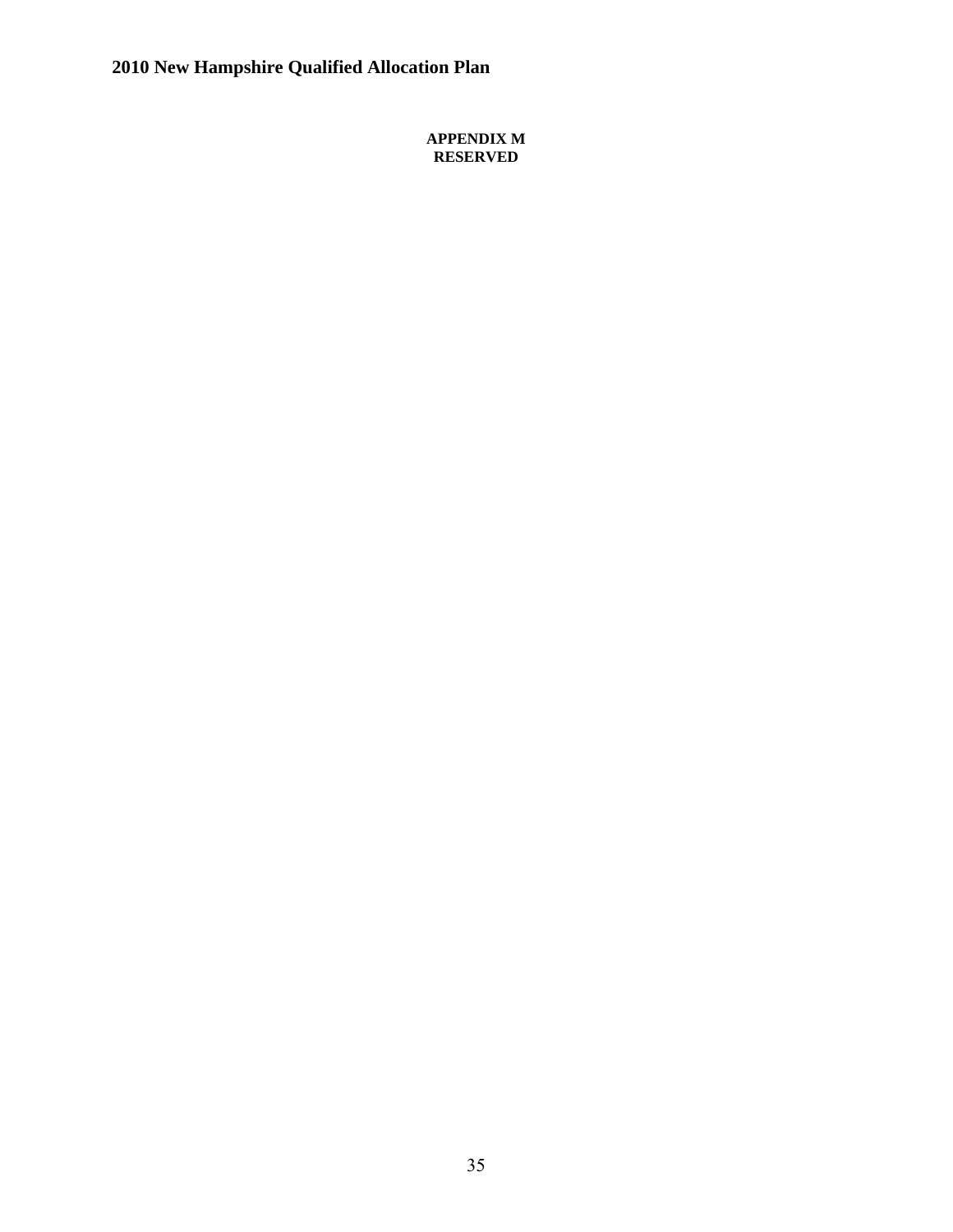**APPENDIX M**
**RESERVED**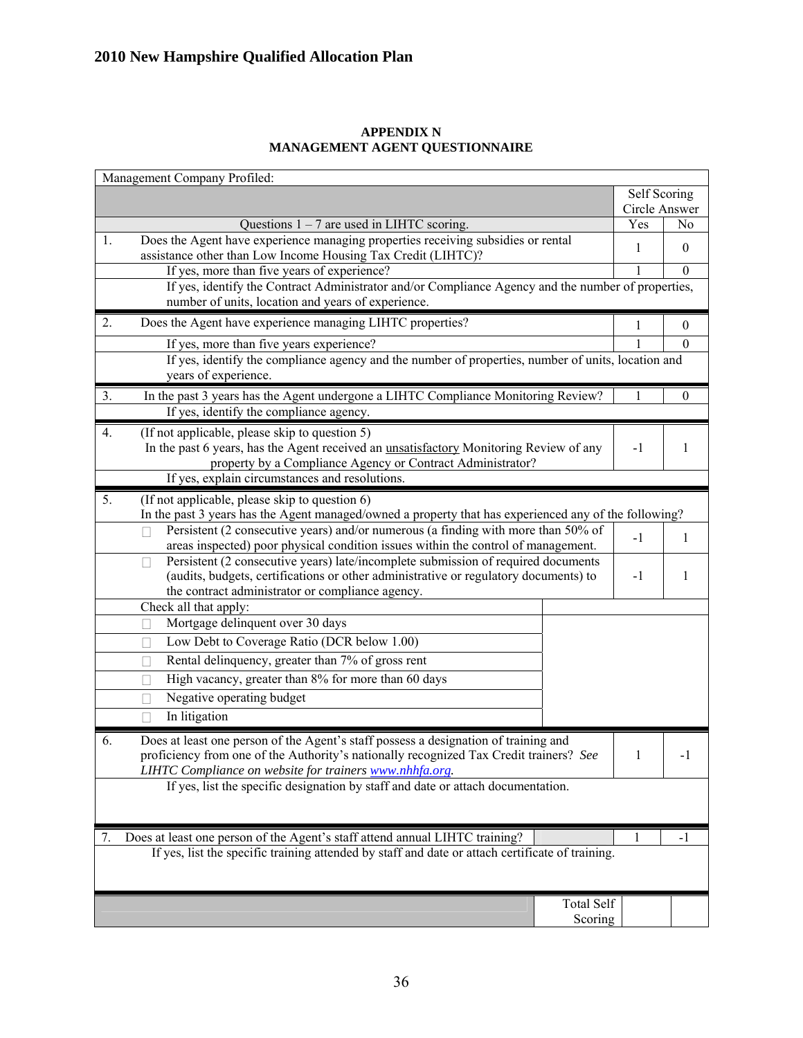## APPENDIX N
## MANAGEMENT AGENT QUESTIONNAIRE

| Management Company Profiled: | | |
|---|---|---|
| | Self Scoring Circle Answer | |
| Questions 1 – 7 are used in LIHTC scoring. | Yes | No |
| 1. Does the Agent have experience managing properties receiving subsidies or rental assistance other than Low Income Housing Tax Credit (LIHTC)? | 1 | 0 |
| If yes, more than five years of experience? | 1 | 0 |
| If yes, identify the Contract Administrator and/or Compliance Agency and the number of properties, number of units, location and years of experience. | | |
| 2. Does the Agent have experience managing LIHTC properties? | 1 | 0 |
| If yes, more than five years experience? | 1 | 0 |
| If yes, identify the compliance agency and the number of properties, number of units, location and years of experience. | | |
| 3. In the past 3 years has the Agent undergone a LIHTC Compliance Monitoring Review? | 1 | 0 |
| If yes, identify the compliance agency. | | |
| 4. (If not applicable, please skip to question 5) In the past 6 years, has the Agent received an unsatisfactory Monitoring Review of any property by a Compliance Agency or Contract Administrator? | -1 | 1 |
| If yes, explain circumstances and resolutions. | | |
| 5. (If not applicable, please skip to question 6) In the past 3 years has the Agent managed/owned a property that has experienced any of the following? | | |
| ☐ Persistent (2 consecutive years) and/or numerous (a finding with more than 50% of areas inspected) poor physical condition issues within the control of management. | -1 | 1 |
| ☐ Persistent (2 consecutive years) late/incomplete submission of required documents (audits, budgets, certifications or other administrative or regulatory documents) to the contract administrator or compliance agency. | -1 | 1 |
| Check all that apply: | | |
| ☐ Mortgage delinquent over 30 days | | |
| ☐ Low Debt to Coverage Ratio (DCR below 1.00) | | |
| ☐ Rental delinquency, greater than 7% of gross rent | | |
| ☐ High vacancy, greater than 8% for more than 60 days | | |
| ☐ Negative operating budget | | |
| ☐ In litigation | | |
| 6. Does at least one person of the Agent's staff possess a designation of training and proficiency from one of the Authority's nationally recognized Tax Credit trainers? *See LIHTC Compliance on website for trainers www.nhhfa.org.* | 1 | -1 |
| If yes, list the specific designation by staff and date or attach documentation. | | |
| 7. Does at least one person of the Agent's staff attend annual LIHTC training? | 1 | -1 |
| If yes, list the specific training attended by staff and date or attach certificate of training. | | |
| Total Self Scoring | | |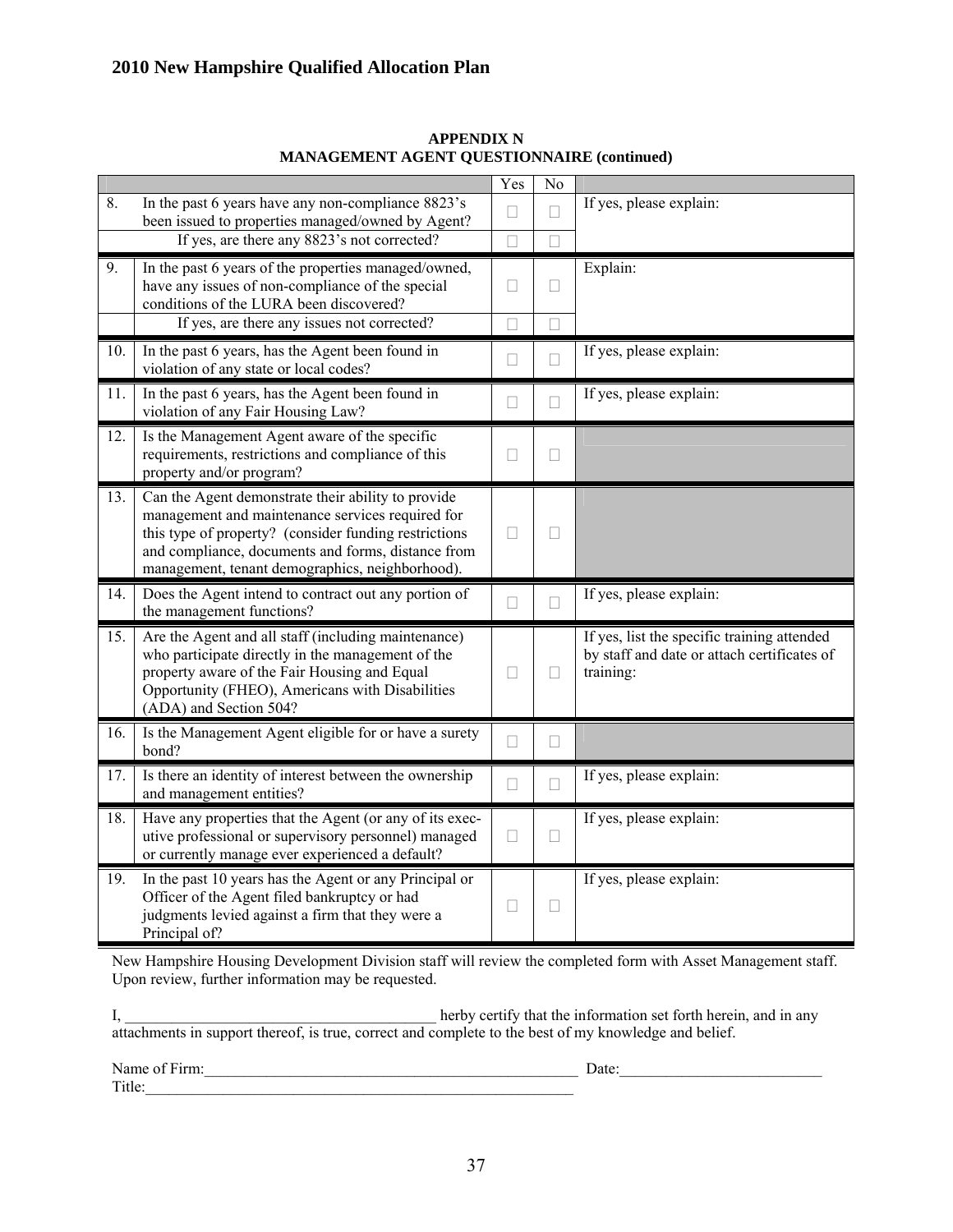**APPENDIX N**
**MANAGEMENT AGENT QUESTIONNAIRE (continued)**

| | | Yes | No | |
|---|---|---|---|---|
| 8. | In the past 6 years have any non-compliance 8823's been issued to properties managed/owned by Agent? | ☐ | ☐ | If yes, please explain: |
| | If yes, are there any 8823's not corrected? | ☐ | ☐ | |
| 9. | In the past 6 years of the properties managed/owned, have any issues of non-compliance of the special conditions of the LURA been discovered? | ☐ | ☐ | Explain: |
| | If yes, are there any issues not corrected? | ☐ | ☐ | |
| 10. | In the past 6 years, has the Agent been found in violation of any state or local codes? | ☐ | ☐ | If yes, please explain: |
| 11. | In the past 6 years, has the Agent been found in violation of any Fair Housing Law? | ☐ | ☐ | If yes, please explain: |
| 12. | Is the Management Agent aware of the specific requirements, restrictions and compliance of this property and/or program? | ☐ | ☐ | |
| 13. | Can the Agent demonstrate their ability to provide management and maintenance services required for this type of property? (consider funding restrictions and compliance, documents and forms, distance from management, tenant demographics, neighborhood). | ☐ | ☐ | |
| 14. | Does the Agent intend to contract out any portion of the management functions? | ☐ | ☐ | If yes, please explain: |
| 15. | Are the Agent and all staff (including maintenance) who participate directly in the management of the property aware of the Fair Housing and Equal Opportunity (FHEO), Americans with Disabilities (ADA) and Section 504? | ☐ | ☐ | If yes, list the specific training attended by staff and date or attach certificates of training: |
| 16. | Is the Management Agent eligible for or have a surety bond? | ☐ | ☐ | |
| 17. | Is there an identity of interest between the ownership and management entities? | ☐ | ☐ | If yes, please explain: |
| 18. | Have any properties that the Agent (or any of its executive professional or supervisory personnel) managed or currently manage ever experienced a default? | ☐ | ☐ | If yes, please explain: |
| 19. | In the past 10 years has the Agent or any Principal or Officer of the Agent filed bankruptcy or had judgments levied against a firm that they were a Principal of? | ☐ | ☐ | If yes, please explain: |

New Hampshire Housing Development Division staff will review the completed form with Asset Management staff. Upon review, further information may be requested.

I, ________________________________________ herby certify that the information set forth herein, and in any attachments in support thereof, is true, correct and complete to the best of my knowledge and belief.

Name of Firm:__________________________________________________ Date:__________________________

Title:______________________________________________________